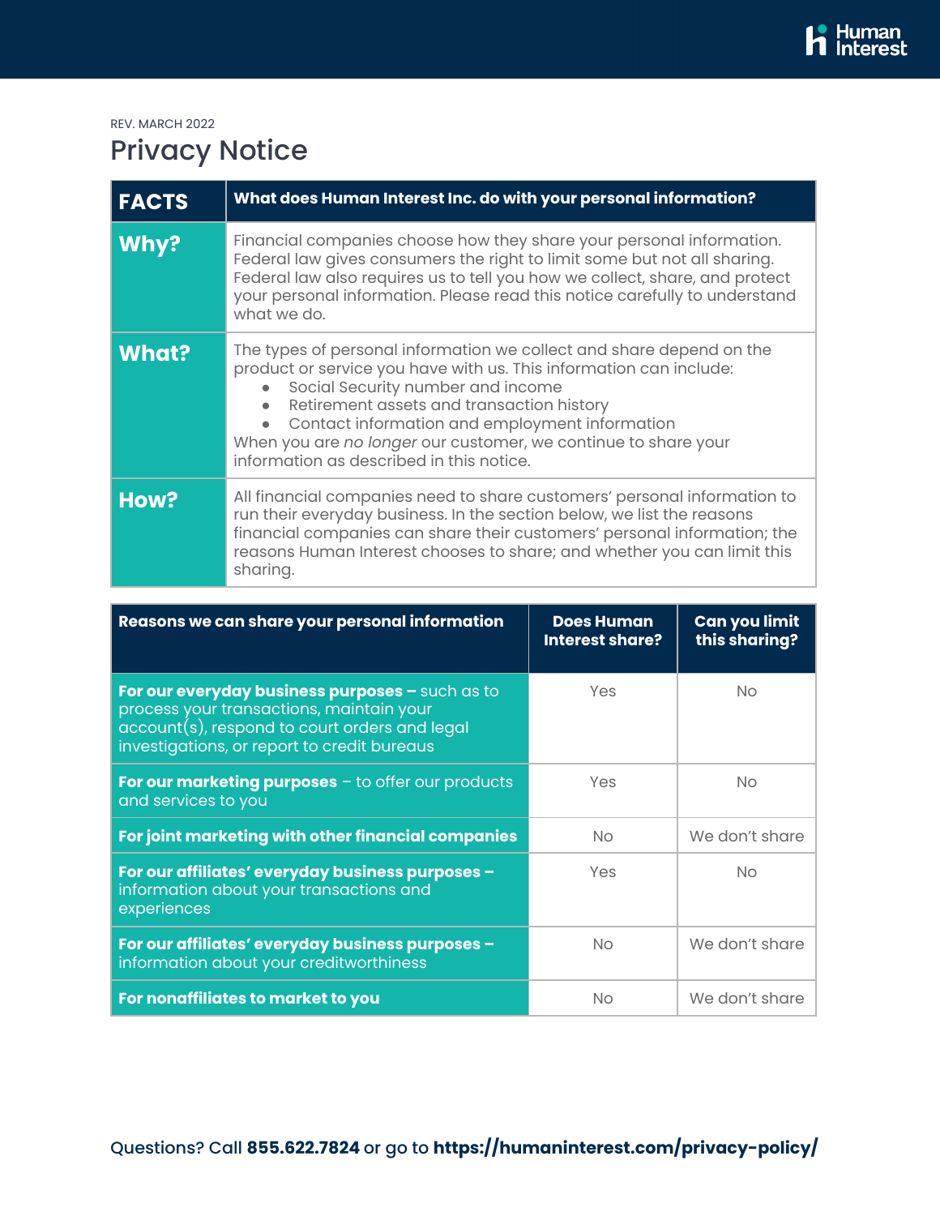REV. MARCH 2022

# Privacy Notice

| FACTS | What does Human Interest Inc. do with your personal information? |
|---|---|
| **Why?** | Financial companies choose how they share your personal information. Federal law gives consumers the right to limit some but not all sharing. Federal law also requires us to tell you how we collect, share, and protect your personal information. Please read this notice carefully to understand what we do. |
| **What?** | The types of personal information we collect and share depend on the product or service you have with us. This information can include: <br>• Social Security number and income <br>• Retirement assets and transaction history <br>• Contact information and employment information <br>When you are *no longer* our customer, we continue to share your information as described in this notice. |
| **How?** | All financial companies need to share customers' personal information to run their everyday business. In the section below, we list the reasons financial companies can share their customers' personal information; the reasons Human Interest chooses to share; and whether you can limit this sharing. |

| Reasons we can share your personal information | Does Human Interest share? | Can you limit this sharing? |
|---|---|---|
| **For our everyday business purposes –** such as to process your transactions, maintain your account(s), respond to court orders and legal investigations, or report to credit bureaus | Yes | No |
| **For our marketing purposes** – to offer our products and services to you | Yes | No |
| **For joint marketing with other financial companies** | No | We don't share |
| **For our affiliates' everyday business purposes –** information about your transactions and experiences | Yes | No |
| **For our affiliates' everyday business purposes –** information about your creditworthiness | No | We don't share |
| **For nonaffiliates to market to you** | No | We don't share |

Questions? Call **855.622.7824** or go to **https://humaninterest.com/privacy-policy/**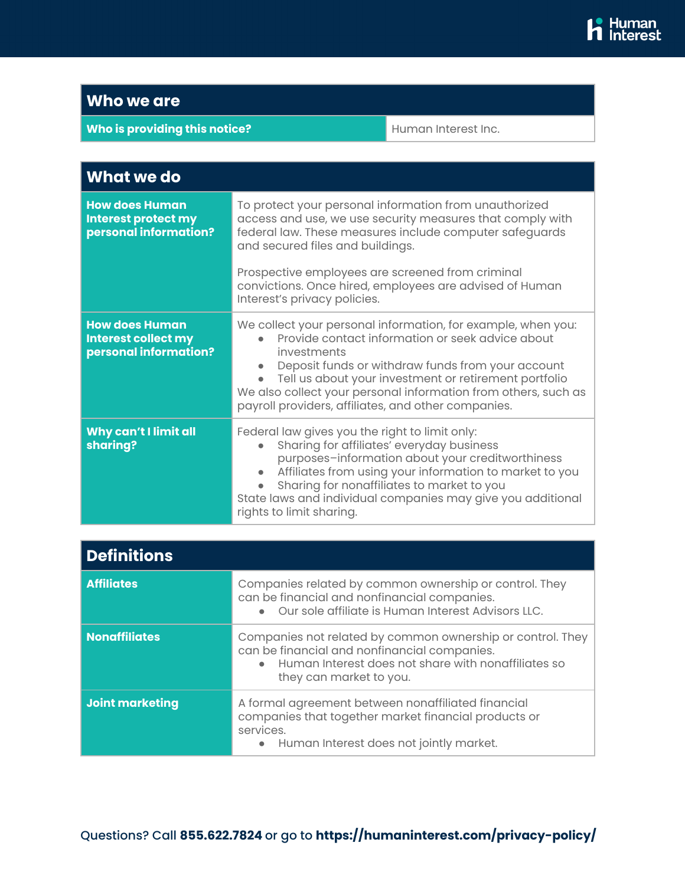## Who we are

| | |
|---|---|
| **Who is providing this notice?** | Human Interest Inc. |

## What we do

| | |
|---|---|
| **How does Human Interest protect my personal information?** | To protect your personal information from unauthorized access and use, we use security measures that comply with federal law. These measures include computer safeguards and secured files and buildings.<br><br>Prospective employees are screened from criminal convictions. Once hired, employees are advised of Human Interest's privacy policies. |
| **How does Human Interest collect my personal information?** | We collect your personal information, for example, when you:<br>• Provide contact information or seek advice about investments<br>• Deposit funds or withdraw funds from your account<br>• Tell us about your investment or retirement portfolio<br>We also collect your personal information from others, such as payroll providers, affiliates, and other companies. |
| **Why can't I limit all sharing?** | Federal law gives you the right to limit only:<br>• Sharing for affiliates' everyday business purposes–information about your creditworthiness<br>• Affiliates from using your information to market to you<br>• Sharing for nonaffiliates to market to you<br>State laws and individual companies may give you additional rights to limit sharing. |

## Definitions

| | |
|---|---|
| **Affiliates** | Companies related by common ownership or control. They can be financial and nonfinancial companies.<br>• Our sole affiliate is Human Interest Advisors LLC. |
| **Nonaffiliates** | Companies not related by common ownership or control. They can be financial and nonfinancial companies.<br>• Human Interest does not share with nonaffiliates so they can market to you. |
| **Joint marketing** | A formal agreement between nonaffiliated financial companies that together market financial products or services.<br>• Human Interest does not jointly market. |

Questions? Call **855.622.7824** or go to **https://humaninterest.com/privacy-policy/**